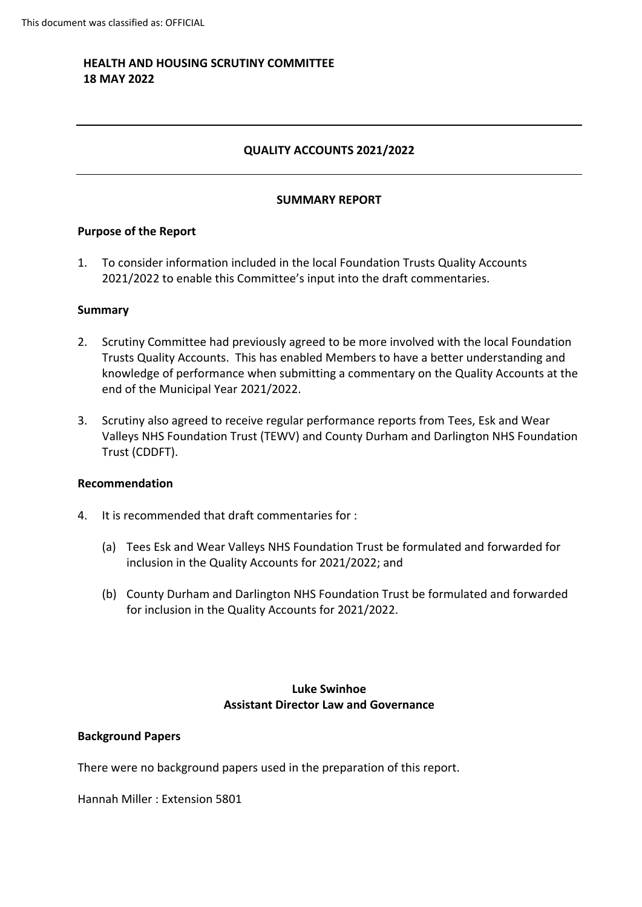This document was classified as: OFFICIAL

**HEALTH AND HOUSING SCRUTINY COMMITTEE**
**18 MAY 2022**

---

**QUALITY ACCOUNTS 2021/2022**

---

**SUMMARY REPORT**

**Purpose of the Report**

1. To consider information included in the local Foundation Trusts Quality Accounts 2021/2022 to enable this Committee's input into the draft commentaries.

**Summary**

2. Scrutiny Committee had previously agreed to be more involved with the local Foundation Trusts Quality Accounts. This has enabled Members to have a better understanding and knowledge of performance when submitting a commentary on the Quality Accounts at the end of the Municipal Year 2021/2022.

3. Scrutiny also agreed to receive regular performance reports from Tees, Esk and Wear Valleys NHS Foundation Trust (TEWV) and County Durham and Darlington NHS Foundation Trust (CDDFT).

**Recommendation**

4. It is recommended that draft commentaries for :

   (a) Tees Esk and Wear Valleys NHS Foundation Trust be formulated and forwarded for inclusion in the Quality Accounts for 2021/2022; and

   (b) County Durham and Darlington NHS Foundation Trust be formulated and forwarded for inclusion in the Quality Accounts for 2021/2022.

**Luke Swinhoe**
**Assistant Director Law and Governance**

**Background Papers**

There were no background papers used in the preparation of this report.

Hannah Miller : Extension 5801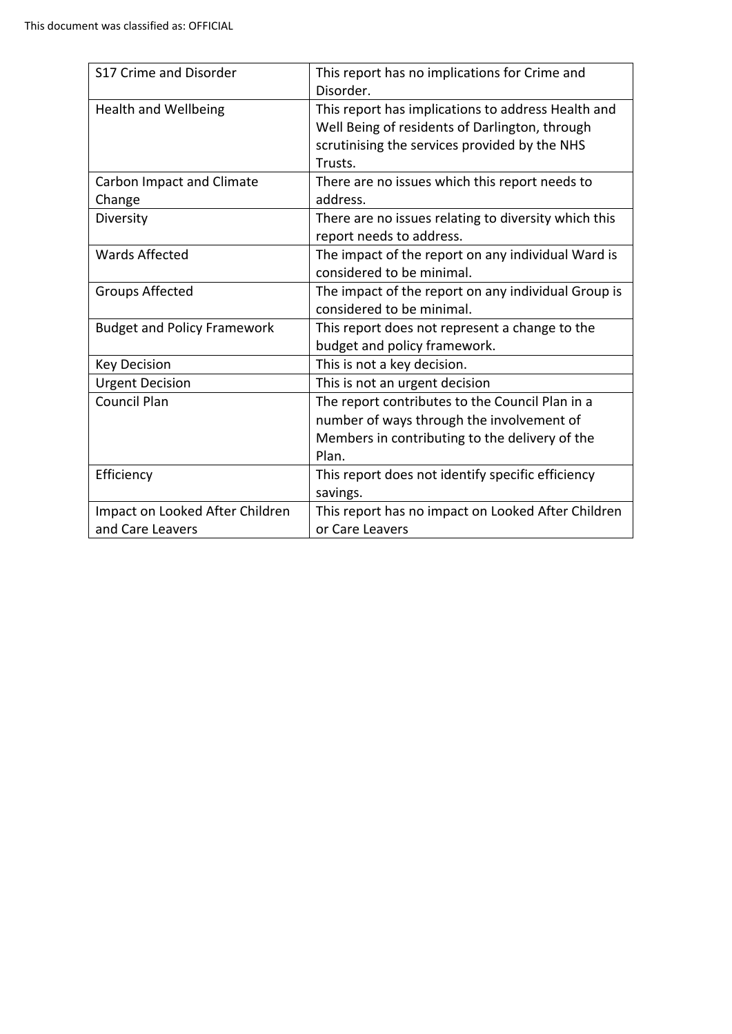| | |
|---|---|
| S17 Crime and Disorder | This report has no implications for Crime and Disorder. |
| Health and Wellbeing | This report has implications to address Health and Well Being of residents of Darlington, through scrutinising the services provided by the NHS Trusts. |
| Carbon Impact and Climate Change | There are no issues which this report needs to address. |
| Diversity | There are no issues relating to diversity which this report needs to address. |
| Wards Affected | The impact of the report on any individual Ward is considered to be minimal. |
| Groups Affected | The impact of the report on any individual Group is considered to be minimal. |
| Budget and Policy Framework | This report does not represent a change to the budget and policy framework. |
| Key Decision | This is not a key decision. |
| Urgent Decision | This is not an urgent decision |
| Council Plan | The report contributes to the Council Plan in a number of ways through the involvement of Members in contributing to the delivery of the Plan. |
| Efficiency | This report does not identify specific efficiency savings. |
| Impact on Looked After Children and Care Leavers | This report has no impact on Looked After Children or Care Leavers |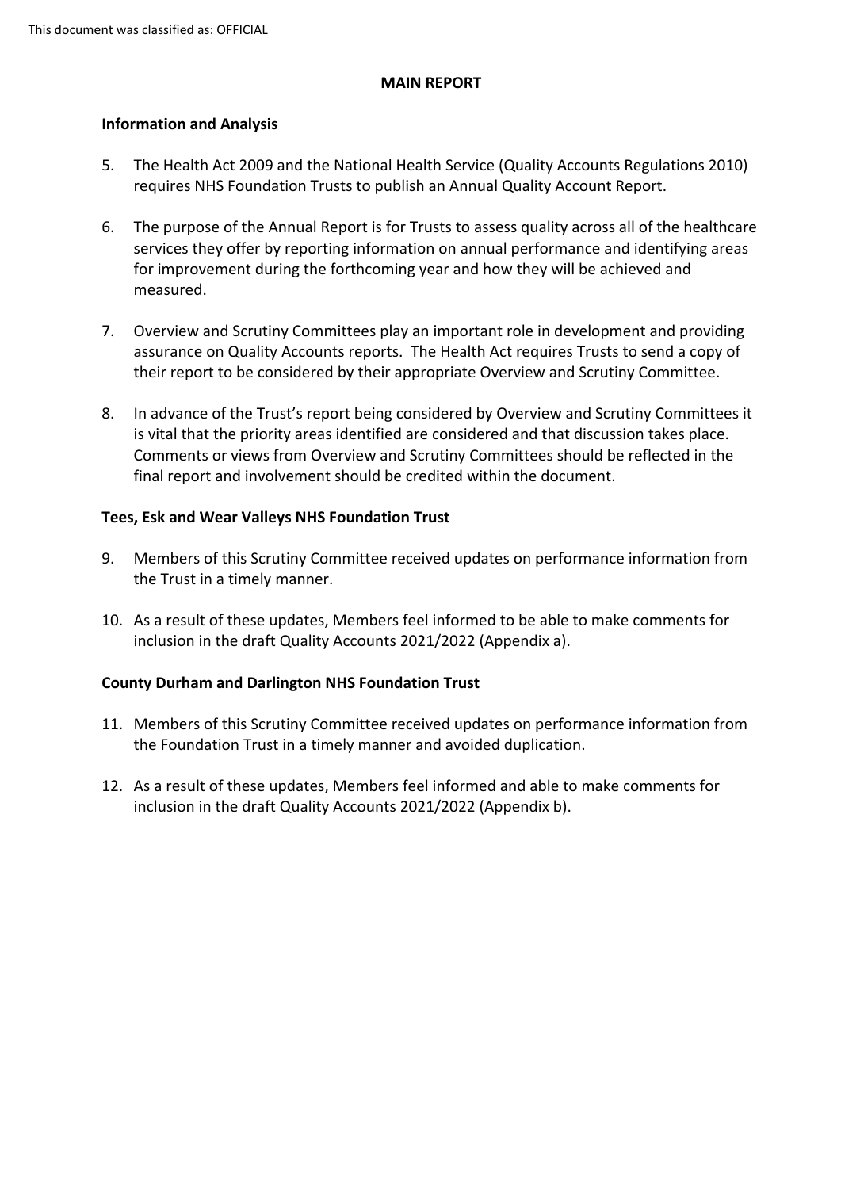This document was classified as: OFFICIAL

**MAIN REPORT**

**Information and Analysis**

5. The Health Act 2009 and the National Health Service (Quality Accounts Regulations 2010) requires NHS Foundation Trusts to publish an Annual Quality Account Report.

6. The purpose of the Annual Report is for Trusts to assess quality across all of the healthcare services they offer by reporting information on annual performance and identifying areas for improvement during the forthcoming year and how they will be achieved and measured.

7. Overview and Scrutiny Committees play an important role in development and providing assurance on Quality Accounts reports. The Health Act requires Trusts to send a copy of their report to be considered by their appropriate Overview and Scrutiny Committee.

8. In advance of the Trust's report being considered by Overview and Scrutiny Committees it is vital that the priority areas identified are considered and that discussion takes place. Comments or views from Overview and Scrutiny Committees should be reflected in the final report and involvement should be credited within the document.

**Tees, Esk and Wear Valleys NHS Foundation Trust**

9. Members of this Scrutiny Committee received updates on performance information from the Trust in a timely manner.

10. As a result of these updates, Members feel informed to be able to make comments for inclusion in the draft Quality Accounts 2021/2022 (Appendix a).

**County Durham and Darlington NHS Foundation Trust**

11. Members of this Scrutiny Committee received updates on performance information from the Foundation Trust in a timely manner and avoided duplication.

12. As a result of these updates, Members feel informed and able to make comments for inclusion in the draft Quality Accounts 2021/2022 (Appendix b).